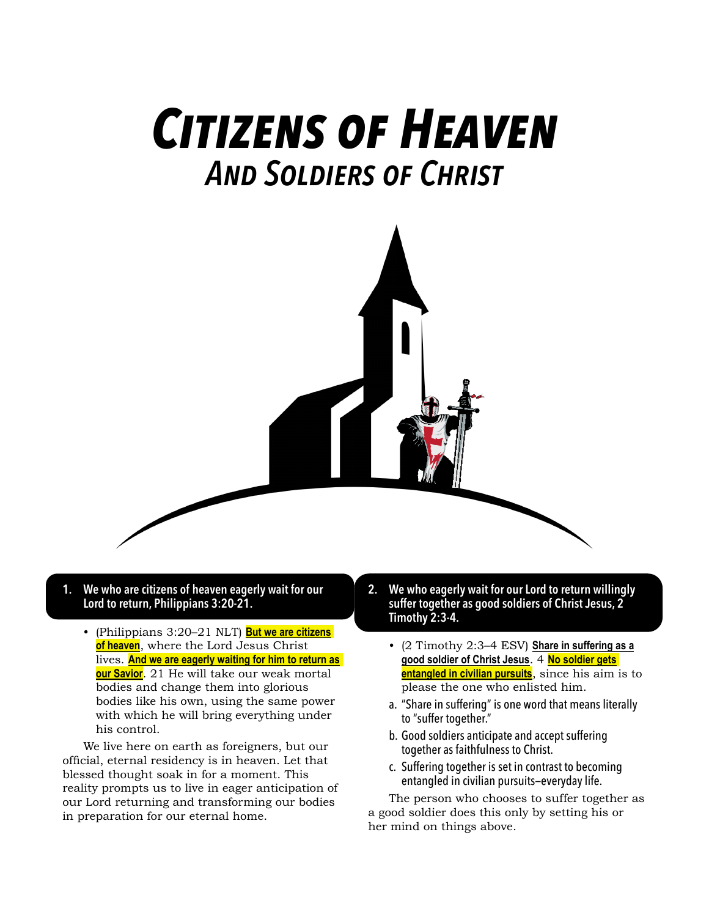# *Citizens of Heaven*
## *And Soldiers of Christ*

### 1. We who are citizens of heaven eagerly wait for our Lord to return, Philippians 3:20-21.

- (Philippians 3:20–21 NLT) **But we are citizens of heaven**, where the Lord Jesus Christ lives. **And we are eagerly waiting for him to return as our Savior**. 21 He will take our weak mortal bodies and change them into glorious bodies like his own, using the same power with which he will bring everything under his control.

We live here on earth as foreigners, but our official, eternal residency is in heaven. Let that blessed thought soak in for a moment. This reality prompts us to live in eager anticipation of our Lord returning and transforming our bodies in preparation for our eternal home.

### 2. We who eagerly wait for our Lord to return willingly suffer together as good soldiers of Christ Jesus, 2 Timothy 2:3-4.

- (2 Timothy 2:3–4 ESV) **Share in suffering as a good soldier of Christ Jesus**. 4 **No soldier gets entangled in civilian pursuits**, since his aim is to please the one who enlisted him.

a. "Share in suffering" is one word that means literally to "suffer together."

b. Good soldiers anticipate and accept suffering together as faithfulness to Christ.

c. Suffering together is set in contrast to becoming entangled in civilian pursuits—everyday life.

The person who chooses to suffer together as a good soldier does this only by setting his or her mind on things above.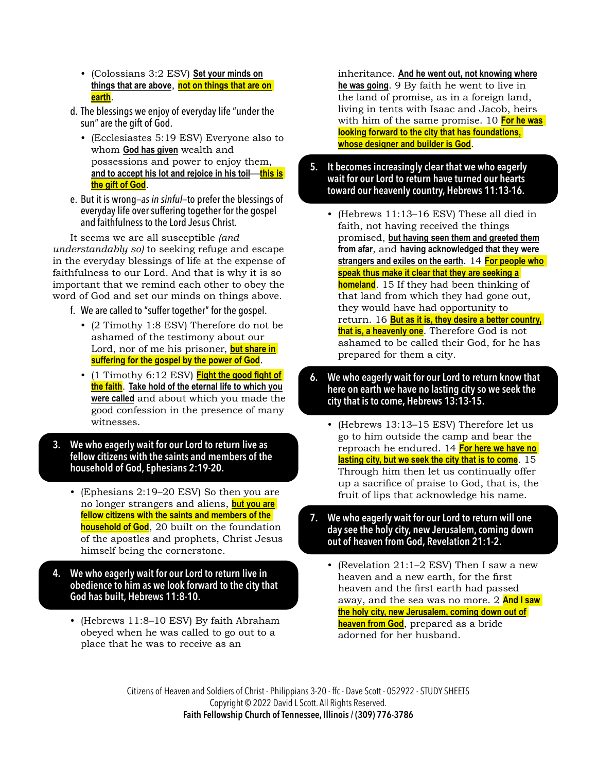- (Colossians 3:2 ESV) **Set your minds on things that are above**, **not on things that are on earth**.

d. The blessings we enjoy of everyday life "under the sun" are the gift of God.

- (Ecclesiastes 5:19 ESV) Everyone also to whom **God has given** wealth and possessions and power to enjoy them, **and to accept his lot and rejoice in his toil**—**this is the gift of God**.

e. But it is wrong–*as in sinful*–to prefer the blessings of everyday life over suffering together for the gospel and faithfulness to the Lord Jesus Christ.

It seems we are all susceptible *(and understandably so)* to seeking refuge and escape in the everyday blessings of life at the expense of faithfulness to our Lord. And that is why it is so important that we remind each other to obey the word of God and set our minds on things above.

f. We are called to "suffer together" for the gospel.

- (2 Timothy 1:8 ESV) Therefore do not be ashamed of the testimony about our Lord, nor of me his prisoner, **but share in suffering for the gospel by the power of God**.
- (1 Timothy 6:12 ESV) **Fight the good fight of the faith**. **Take hold of the eternal life to which you were called** and about which you made the good confession in the presence of many witnesses.

## 3. We who eagerly wait for our Lord to return live as fellow citizens with the saints and members of the household of God, Ephesians 2:19-20.

- (Ephesians 2:19–20 ESV) So then you are no longer strangers and aliens, **but you are fellow citizens with the saints and members of the household of God**, 20 built on the foundation of the apostles and prophets, Christ Jesus himself being the cornerstone.

## 4. We who eagerly wait for our Lord to return live in obedience to him as we look forward to the city that God has built, Hebrews 11:8-10.

- (Hebrews 11:8–10 ESV) By faith Abraham obeyed when he was called to go out to a place that he was to receive as an inheritance. **And he went out, not knowing where he was going**. 9 By faith he went to live in the land of promise, as in a foreign land, living in tents with Isaac and Jacob, heirs with him of the same promise. 10 **For he was looking forward to the city that has foundations, whose designer and builder is God**.

## 5. It becomes increasingly clear that we who eagerly wait for our Lord to return have turned our hearts toward our heavenly country, Hebrews 11:13-16.

- (Hebrews 11:13–16 ESV) These all died in faith, not having received the things promised, **but having seen them and greeted them from afar**, and **having acknowledged that they were strangers and exiles on the earth**. 14 **For people who speak thus make it clear that they are seeking a homeland**. 15 If they had been thinking of that land from which they had gone out, they would have had opportunity to return. 16 **But as it is, they desire a better country, that is, a heavenly one**. Therefore God is not ashamed to be called their God, for he has prepared for them a city.

## 6. We who eagerly wait for our Lord to return know that here on earth we have no lasting city so we seek the city that is to come, Hebrews 13:13-15.

- (Hebrews 13:13–15 ESV) Therefore let us go to him outside the camp and bear the reproach he endured. 14 **For here we have no lasting city, but we seek the city that is to come**. 15 Through him then let us continually offer up a sacrifice of praise to God, that is, the fruit of lips that acknowledge his name.

## 7. We who eagerly wait for our Lord to return will one day see the holy city, new Jerusalem, coming down out of heaven from God, Revelation 21:1-2.

- (Revelation 21:1–2 ESV) Then I saw a new heaven and a new earth, for the first heaven and the first earth had passed away, and the sea was no more. 2 **And I saw the holy city, new Jerusalem, coming down out of heaven from God**, prepared as a bride adorned for her husband.

Citizens of Heaven and Soldiers of Christ - Philippians 3-20 - ffc - Dave Scott - 052922 - STUDY SHEETS
Copyright © 2022 David L Scott. All Rights Reserved.
**Faith Fellowship Church of Tennessee, Illinois / (309) 776-3786**